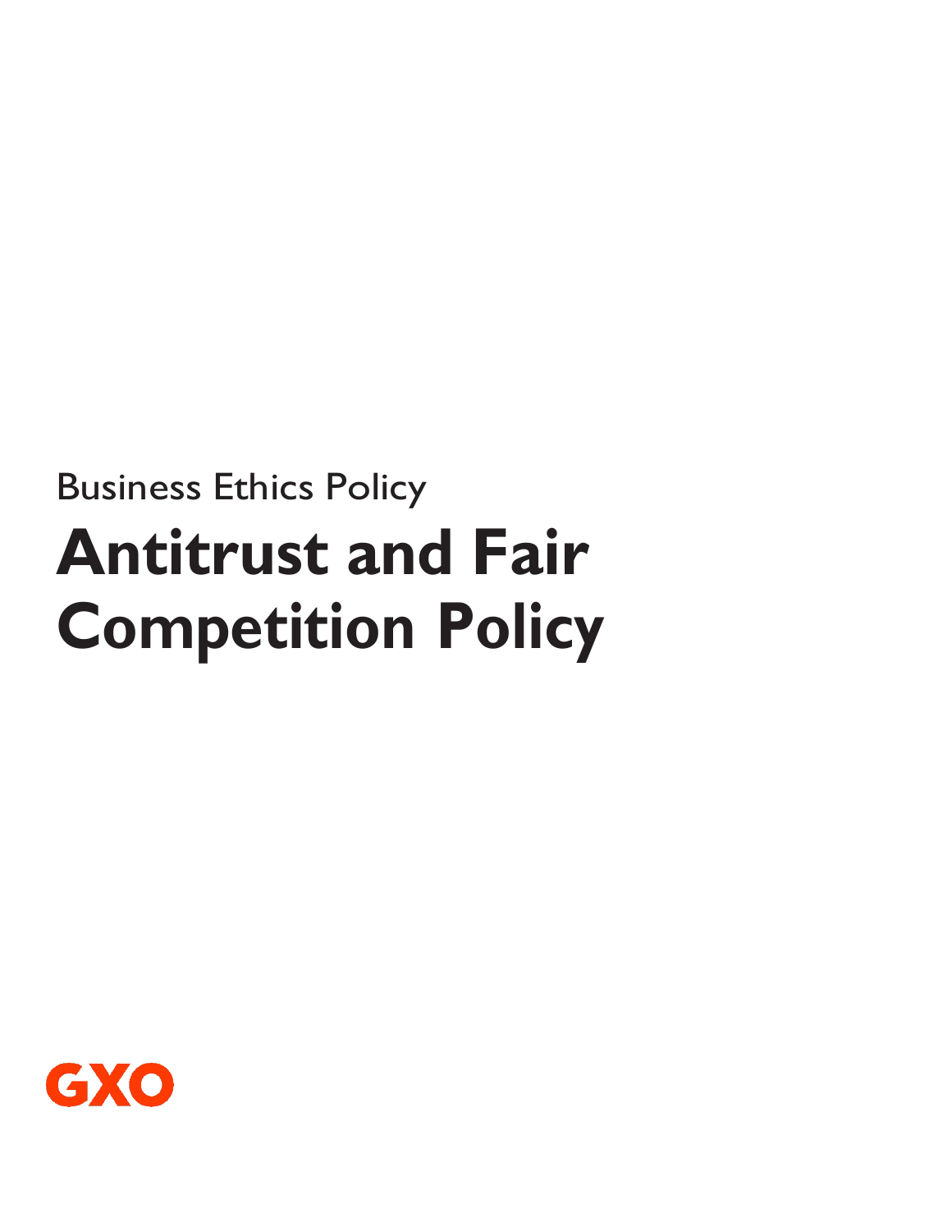Business Ethics Policy

# Antitrust and Fair Competition Policy

GXO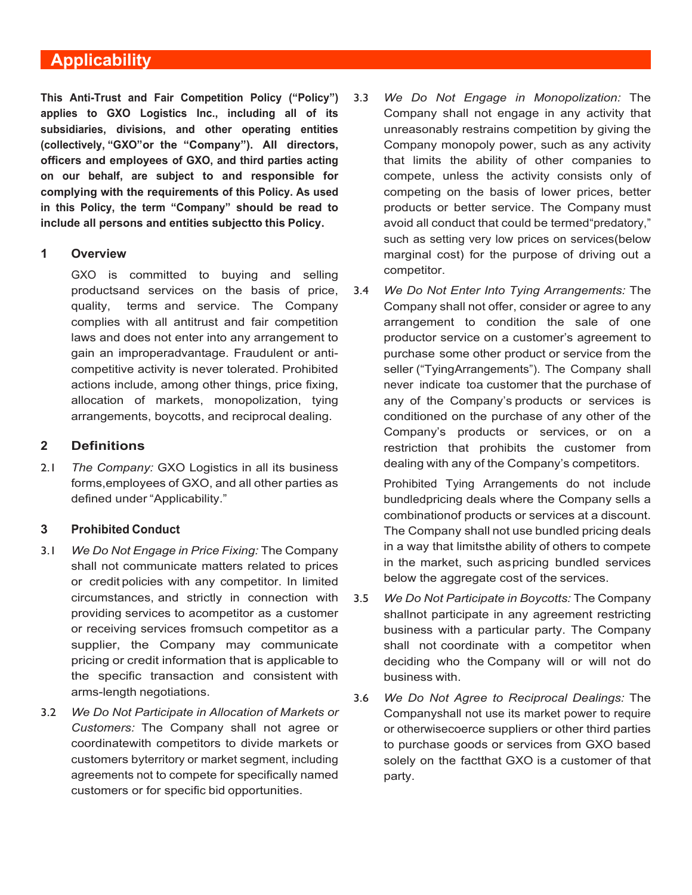# Applicability

**This Anti-Trust and Fair Competition Policy ("Policy") applies to GXO Logistics Inc., including all of its subsidiaries, divisions, and other operating entities (collectively, "GXO"or the "Company"). All directors, officers and employees of GXO, and third parties acting on our behalf, are subject to and responsible for complying with the requirements of this Policy. As used in this Policy, the term "Company" should be read to include all persons and entities subjectto this Policy.**

## 1 Overview

GXO is committed to buying and selling productsand services on the basis of price, quality, terms and service. The Company complies with all antitrust and fair competition laws and does not enter into any arrangement to gain an improperadvantage. Fraudulent or anti-competitive activity is never tolerated. Prohibited actions include, among other things, price fixing, allocation of markets, monopolization, tying arrangements, boycotts, and reciprocal dealing.

## 2 Definitions

2.1 *The Company:* GXO Logistics in all its business forms,employees of GXO, and all other parties as defined under "Applicability."

## 3 Prohibited Conduct

3.1 *We Do Not Engage in Price Fixing:* The Company shall not communicate matters related to prices or credit policies with any competitor. In limited circumstances, and strictly in connection with providing services to acompetitor as a customer or receiving services fromsuch competitor as a supplier, the Company may communicate pricing or credit information that is applicable to the specific transaction and consistent with arms-length negotiations.

3.2 *We Do Not Participate in Allocation of Markets or Customers:* The Company shall not agree or coordinatewith competitors to divide markets or customers byterritory or market segment, including agreements not to compete for specifically named customers or for specific bid opportunities.

3.3 *We Do Not Engage in Monopolization:* The Company shall not engage in any activity that unreasonably restrains competition by giving the Company monopoly power, such as any activity that limits the ability of other companies to compete, unless the activity consists only of competing on the basis of lower prices, better products or better service. The Company must avoid all conduct that could be termed"predatory," such as setting very low prices on services(below marginal cost) for the purpose of driving out a competitor.

3.4 *We Do Not Enter Into Tying Arrangements:* The Company shall not offer, consider or agree to any arrangement to condition the sale of one productor service on a customer's agreement to purchase some other product or service from the seller ("TyingArrangements"). The Company shall never indicate toa customer that the purchase of any of the Company's products or services is conditioned on the purchase of any other of the Company's products or services, or on a restriction that prohibits the customer from dealing with any of the Company's competitors.

Prohibited Tying Arrangements do not include bundledpricing deals where the Company sells a combinationof products or services at a discount. The Company shall not use bundled pricing deals in a way that limitsthe ability of others to compete in the market, such aspricing bundled services below the aggregate cost of the services.

3.5 *We Do Not Participate in Boycotts:* The Company shallnot participate in any agreement restricting business with a particular party. The Company shall not coordinate with a competitor when deciding who the Company will or will not do business with.

3.6 *We Do Not Agree to Reciprocal Dealings:* The Companyshall not use its market power to require or otherwisecoerce suppliers or other third parties to purchase goods or services from GXO based solely on the factthat GXO is a customer of that party.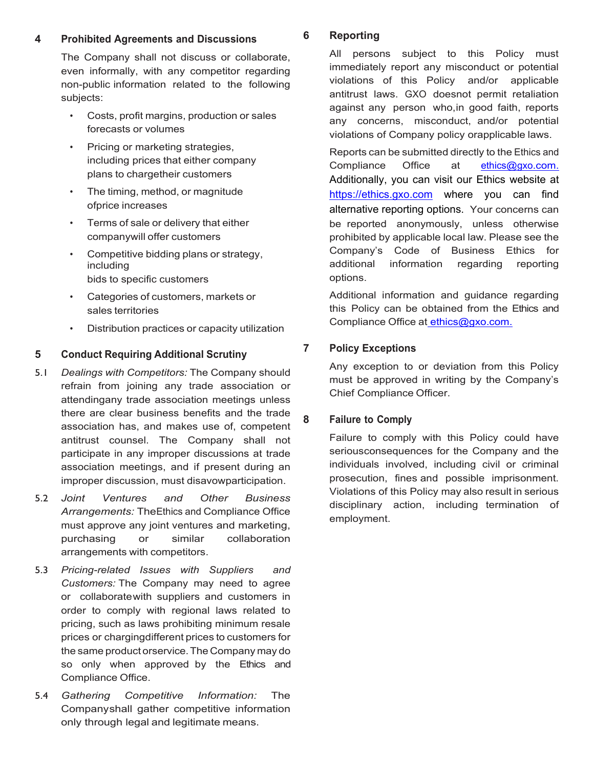## 4 Prohibited Agreements and Discussions

The Company shall not discuss or collaborate, even informally, with any competitor regarding non-public information related to the following subjects:

- Costs, profit margins, production or sales forecasts or volumes
- Pricing or marketing strategies, including prices that either company plans to chargetheir customers
- The timing, method, or magnitude ofprice increases
- Terms of sale or delivery that either companywill offer customers
- Competitive bidding plans or strategy, including bids to specific customers
- Categories of customers, markets or sales territories
- Distribution practices or capacity utilization

## 5 Conduct Requiring Additional Scrutiny

5.1 *Dealings with Competitors:* The Company should refrain from joining any trade association or attendingany trade association meetings unless there are clear business benefits and the trade association has, and makes use of, competent antitrust counsel. The Company shall not participate in any improper discussions at trade association meetings, and if present during an improper discussion, must disavowparticipation.

5.2 *Joint Ventures and Other Business Arrangements:* TheEthics and Compliance Office must approve any joint ventures and marketing, purchasing or similar collaboration arrangements with competitors.

5.3 *Pricing-related Issues with Suppliers and Customers:* The Company may need to agree or collaboratewith suppliers and customers in order to comply with regional laws related to pricing, such as laws prohibiting minimum resale prices or chargingdifferent prices to customers for the same product orservice. The Company may do so only when approved by the Ethics and Compliance Office.

5.4 *Gathering Competitive Information:* The Companyshall gather competitive information only through legal and legitimate means.

## 6 Reporting

All persons subject to this Policy must immediately report any misconduct or potential violations of this Policy and/or applicable antitrust laws. GXO doesnot permit retaliation against any person who,in good faith, reports any concerns, misconduct, and/or potential violations of Company policy orapplicable laws.

Reports can be submitted directly to the Ethics and Compliance Office at ethics@gxo.com. Additionally, you can visit our Ethics website at https://ethics.gxo.com where you can find alternative reporting options. Your concerns can be reported anonymously, unless otherwise prohibited by applicable local law. Please see the Company's Code of Business Ethics for additional information regarding reporting options.

Additional information and guidance regarding this Policy can be obtained from the Ethics and Compliance Office at ethics@gxo.com.

## 7 Policy Exceptions

Any exception to or deviation from this Policy must be approved in writing by the Company's Chief Compliance Officer.

## 8 Failure to Comply

Failure to comply with this Policy could have seriousconsequences for the Company and the individuals involved, including civil or criminal prosecution, fines and possible imprisonment. Violations of this Policy may also result in serious disciplinary action, including termination of employment.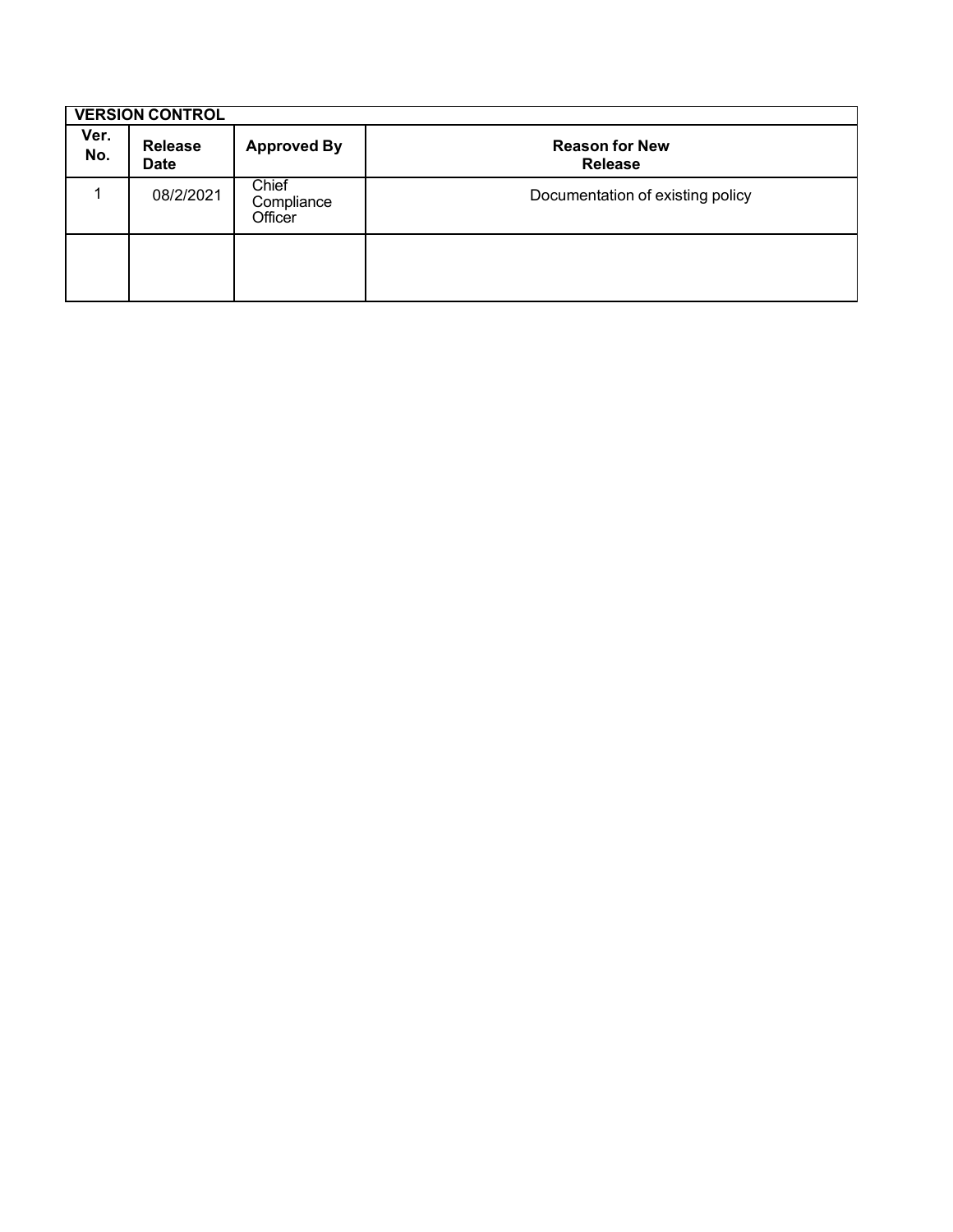| VERSION CONTROL | | | |
| --- | --- | --- | --- |
| **Ver. No.** | **Release Date** | **Approved By** | **Reason for New Release** |
| 1 | 08/2/2021 | Chief Compliance Officer | Documentation of existing policy |
| | | | |